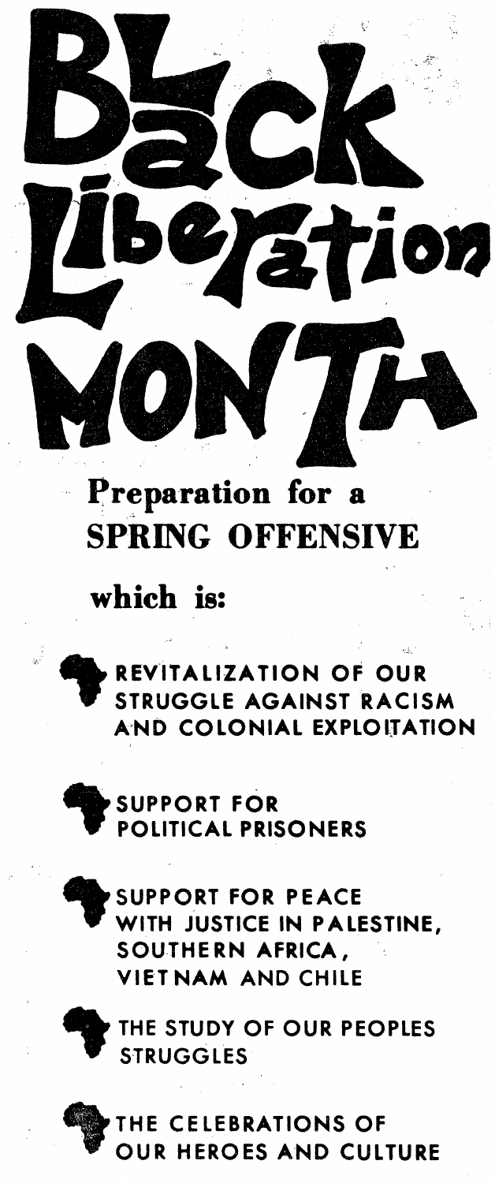# Black Liberation Month

## Preparation for a SPRING OFFENSIVE

**which is:**

- REVITALIZATION OF OUR STRUGGLE AGAINST RACISM AND COLONIAL EXPLOITATION
- SUPPORT FOR POLITICAL PRISONERS
- SUPPORT FOR PEACE WITH JUSTICE IN PALESTINE, SOUTHERN AFRICA, VIETNAM AND CHILE
- THE STUDY OF OUR PEOPLES STRUGGLES
- THE CELEBRATIONS OF OUR HEROES AND CULTURE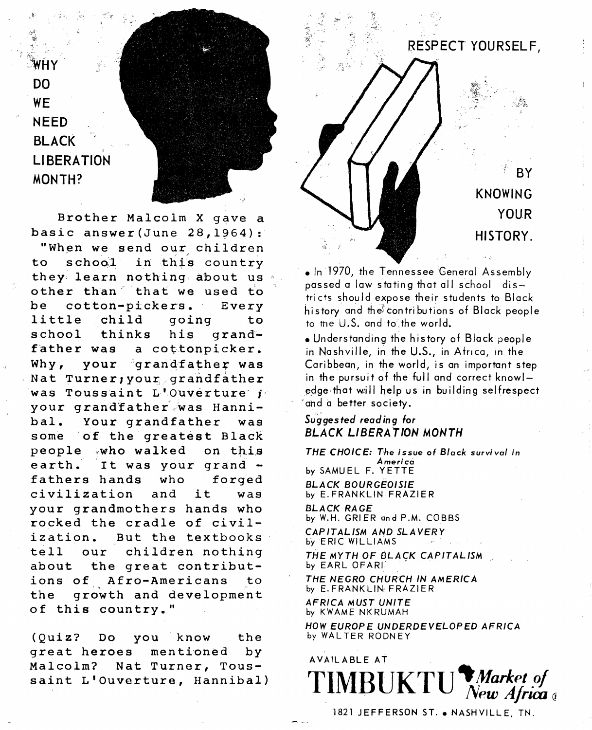# WHY DO WE NEED BLACK LIBERATION MONTH?

Brother Malcolm X gave a basic answer(June 28,1964): "When we send our children to school in this country they learn nothing about us other than that we used to be cotton-pickers. Every little child going to school thinks his grandfather was a cottonpicker. Why, your grandfather was Nat Turner; your grandfather was Toussaint L'Ouverture; your grandfather was Hannibal. Your grandfather was some of the greatest Black people who walked on this earth. It was your grand-fathers hands who forged civilization and it was your grandmothers hands who rocked the cradle of civilization. But the textbooks tell our children nothing about the great contributions of Afro-Americans to the growth and development of this country."

(Quiz? Do you know the great heroes mentioned by Malcolm? Nat Turner, Toussaint L'Ouverture, Hannibal)

## RESPECT YOURSELF, BY KNOWING YOUR HISTORY.

- In 1970, the Tennessee General Assembly passed a law stating that all school districts should expose their students to Black history and the contributions of Black people to the U.S. and to the world.
- Understanding the history of Black people in Nashville, in the U.S., in Africa, in the Caribbean, in the world, is an important step in the pursuit of the full and correct knowledge that will help us in building selfrespect and a better society.

### *Suggested reading for BLACK LIBERATION MONTH*

*THE CHOICE: The issue of Black survival in America*
by SAMUEL F. YETTE

*BLACK BOURGEOISIE*
by E. FRANKLIN FRAZIER

*BLACK RAGE*
by W.H. GRIER and P.M. COBBS

*CAPITALISM AND SLAVERY*
by ERIC WILLIAMS

*THE MYTH OF BLACK CAPITALISM*
by EARL OFARI

*THE NEGRO CHURCH IN AMERICA*
by E. FRANKLIN FRAZIER

*AFRICA MUST UNITE*
by KWAME NKRUMAH

*HOW EUROPE UNDERDEVELOPED AFRICA*
by WALTER RODNEY

AVAILABLE AT

**TIMBUKTU** *Market of New Africa*

1821 JEFFERSON ST. • NASHVILLE, TN.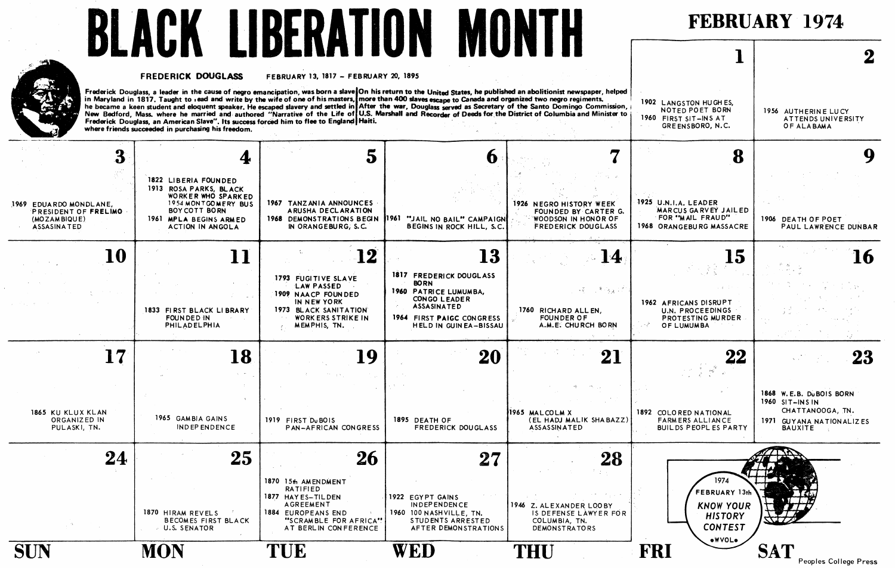# BLACK LIBERATION MONTH

## FEBRUARY 1974

### FREDERICK DOUGLASS — FEBRUARY 13, 1817 – FEBRUARY 20, 1895

Frederick Douglass, a leader in the cause of negro emancipation, was born a slave in Maryland in 1817. Taught to read and write by the wife of one of his masters, he became a keen student and eloquent speaker. He escaped slavery and settled in New Bedford, Mass. where he married and authored "Narrative of the Life of Frederick Douglass, an American Slave". Its success forced him to flee to England where friends succeeded in purchasing his freedom.

On his return to the United States, he published an abolitionist newspaper, helped more than 400 slaves escape to Canada and organized two negro regiments. After the war, Douglass served as Secretary of the Santo Domingo Commission, U.S. Marshall and Recorder of Deeds for the District of Columbia and Minister to Haiti.

| SUN | MON | TUE | WED | THU | FRI | SAT |
|---|---|---|---|---|---|---|
| | | | | | **1**<br>1902 LANGSTON HUGHES, NOTED POET BORN<br>1960 FIRST SIT-INS AT GREENSBORO, N.C. | **2**<br>1956 AUTHERINE LUCY ATTENDS UNIVERSITY OF ALABAMA |
| **3**<br>1969 EDUARDO MONDLANE, PRESIDENT OF FRELIMO (MOZAMBIQUE) ASSASINATED | **4**<br>1822 LIBERIA FOUNDED<br>1913 ROSA PARKS, BLACK WORKER WHO SPARKED 1954 MONTGOMERY BUS BOYCOTT BORN<br>1961 MPLA BEGINS ARMED ACTION IN ANGOLA | **5**<br>1967 TANZANIA ANNOUNCES ARUSHA DECLARATION<br>1968 DEMONSTRATIONS BEGIN IN ORANGEBURG, S.C. | **6**<br>1961 "JAIL NO BAIL" CAMPAIGN BEGINS IN ROCK HILL, S.C. | **7**<br>1926 NEGRO HISTORY WEEK FOUNDED BY CARTER G. WOODSON IN HONOR OF FREDERICK DOUGLASS | **8**<br>1925 U.N.I.A. LEADER MARCUS GARVEY JAILED FOR "MAIL FRAUD"<br>1968 ORANGEBURG MASSACRE | **9**<br>1906 DEATH OF POET PAUL LAWRENCE DUNBAR |
| **10** | **11**<br>1833 FIRST BLACK LIBRARY FOUNDED IN PHILADELPHIA | **12**<br>1793 FUGITIVE SLAVE LAW PASSED<br>1909 NAACP FOUNDED IN NEW YORK<br>1973 BLACK SANITATION WORKERS STRIKE IN MEMPHIS, TN. | **13**<br>1817 FREDERICK DOUGLASS BORN<br>1960 PATRICE LUMUMBA, CONGO LEADER ASSASINATED<br>1964 FIRST PAIGC CONGRESS HELD IN GUINEA-BISSAU | **14**<br>1760 RICHARD ALLEN, FOUNDER OF A.M.E. CHURCH BORN | **15**<br>1962 AFRICANS DISRUPT U.N. PROCEEDINGS PROTESTING MURDER OF LUMUMBA | **16** |
| **17**<br>1865 KU KLUX KLAN ORGANIZED IN PULASKI, TN. | **18**<br>1965 GAMBIA GAINS INDEPENDENCE | **19**<br>1919 FIRST DuBOIS PAN-AFRICAN CONGRESS | **20**<br>1895 DEATH OF FREDERICK DOUGLASS | **21**<br>1965 MALCOLM X (EL HADJ MALIK SHABAZZ) ASSASSINATED | **22**<br>1892 COLORED NATIONAL FARMERS ALLIANCE BUILDS PEOPLES PARTY | **23**<br>1868 W.E.B. DuBOIS BORN<br>1960 SIT-INS IN CHATTANOOGA, TN.<br>1971 GUYANA NATIONALIZES BAUXITE |
| **24** | **25**<br>1870 HIRAM REVELS BECOMES FIRST BLACK U.S. SENATOR | **26**<br>1870 15th AMENDMENT RATIFIED<br>1877 HAYES-TILDEN AGREEMENT<br>1884 EUROPEANS END "SCRAMBLE FOR AFRICA" AT BERLIN CONFERENCE | **27**<br>1922 EGYPT GAINS INDEPENDENCE<br>1960 100 NASHVILLE, TN. STUDENTS ARRESTED AFTER DEMONSTRATIONS | **28**<br>1946 Z. ALEXANDER LOOBY IS DEFENSE LAWYER FOR COLUMBIA, TN. DEMONSTRATORS | | |

1974 FEBRUARY 13th — KNOW YOUR HISTORY CONTEST — •WVOL•

Peoples College Press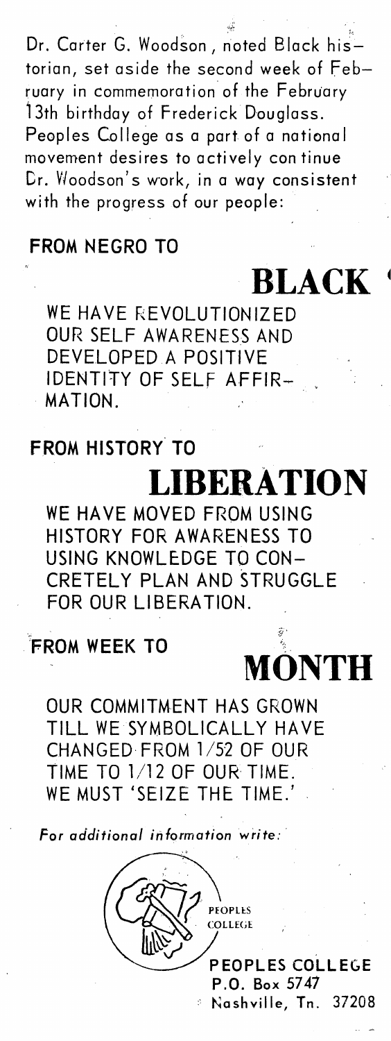Dr. Carter G. Woodson, noted Black historian, set aside the second week of February in commemoration of the February 13th birthday of Frederick Douglass. Peoples College as a part of a national movement desires to actively continue Dr. Woodson's work, in a way consistent with the progress of our people:

**FROM NEGRO TO**

# BLACK

WE HAVE REVOLUTIONIZED OUR SELF AWARENESS AND DEVELOPED A POSITIVE IDENTITY OF SELF AFFIRMATION.

**FROM HISTORY TO**

# LIBERATION

WE HAVE MOVED FROM USING HISTORY FOR AWARENESS TO USING KNOWLEDGE TO CONCRETELY PLAN AND STRUGGLE FOR OUR LIBERATION.

**FROM WEEK TO**

# MONTH

OUR COMMITMENT HAS GROWN TILL WE SYMBOLICALLY HAVE CHANGED FROM 1/52 OF OUR TIME TO 1/12 OF OUR TIME. WE MUST 'SEIZE THE TIME.'

*For additional information write:*

PEOPLES COLLEGE

**PEOPLES COLLEGE**
P.O. Box 5747
Nashville, Tn. 37208